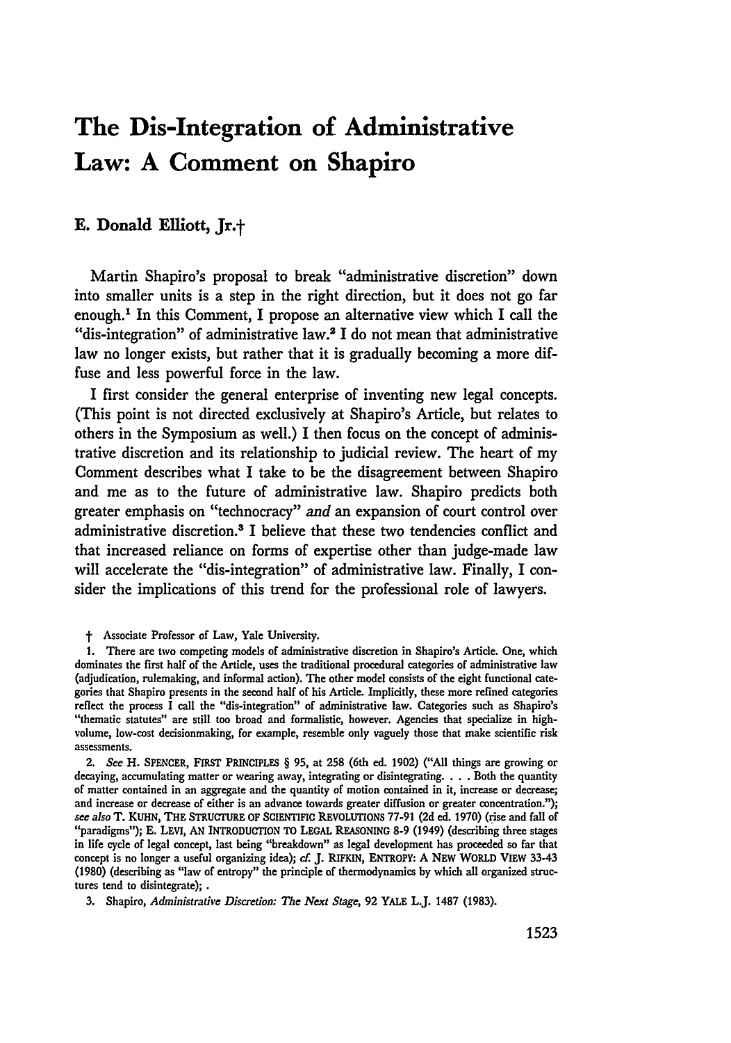# The Dis-Integration of Administrative Law: A Comment on Shapiro

## E. Donald Elliott, Jr.†

Martin Shapiro's proposal to break "administrative discretion" down into smaller units is a step in the right direction, but it does not go far enough.[1] In this Comment, I propose an alternative view which I call the "dis-integration" of administrative law.[2] I do not mean that administrative law no longer exists, but rather that it is gradually becoming a more diffuse and less powerful force in the law.

I first consider the general enterprise of inventing new legal concepts. (This point is not directed exclusively at Shapiro's Article, but relates to others in the Symposium as well.) I then focus on the concept of administrative discretion and its relationship to judicial review. The heart of my Comment describes what I take to be the disagreement between Shapiro and me as to the future of administrative law. Shapiro predicts both greater emphasis on "technocracy" *and* an expansion of court control over administrative discretion.[3] I believe that these two tendencies conflict and that increased reliance on forms of expertise other than judge-made law will accelerate the "dis-integration" of administrative law. Finally, I consider the implications of this trend for the professional role of lawyers.

† Associate Professor of Law, Yale University.

1. There are two competing models of administrative discretion in Shapiro's Article. One, which dominates the first half of the Article, uses the traditional procedural categories of administrative law (adjudication, rulemaking, and informal action). The other model consists of the eight functional categories that Shapiro presents in the second half of his Article. Implicitly, these more refined categories reflect the process I call the "dis-integration" of administrative law. Categories such as Shapiro's "thematic statutes" are still too broad and formalistic, however. Agencies that specialize in high-volume, low-cost decisionmaking, for example, resemble only vaguely those that make scientific risk assessments.

2. *See* H. SPENCER, FIRST PRINCIPLES § 95, at 258 (6th ed. 1902) ("All things are growing or decaying, accumulating matter or wearing away, integrating or disintegrating. . . . Both the quantity of matter contained in an aggregate and the quantity of motion contained in it, increase or decrease; and increase or decrease of either is an advance towards greater diffusion or greater concentration."); *see also* T. KUHN, THE STRUCTURE OF SCIENTIFIC REVOLUTIONS 77-91 (2d ed. 1970) (rise and fall of "paradigms"); E. LEVI, AN INTRODUCTION TO LEGAL REASONING 8-9 (1949) (describing three stages in life cycle of legal concept, last being "breakdown" as legal development has proceeded so far that concept is no longer a useful organizing idea); *cf.* J. RIFKIN, ENTROPY: A NEW WORLD VIEW 33-43 (1980) (describing as "law of entropy" the principle of thermodynamics by which all organized structures tend to disintegrate); .

3. Shapiro, *Administrative Discretion: The Next Stage*, 92 YALE L.J. 1487 (1983).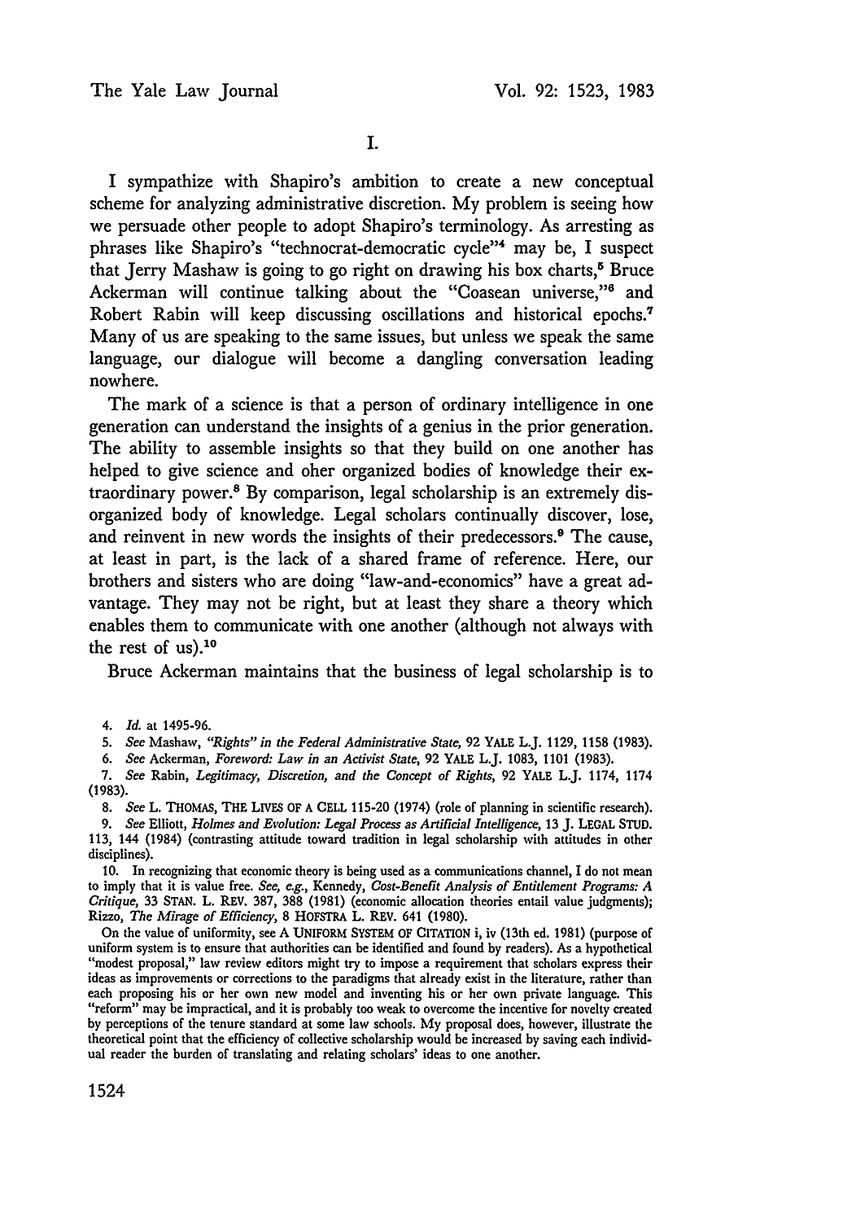## I.

I sympathize with Shapiro's ambition to create a new conceptual scheme for analyzing administrative discretion. My problem is seeing how we persuade other people to adopt Shapiro's terminology. As arresting as phrases like Shapiro's "technocrat-democratic cycle"[4] may be, I suspect that Jerry Mashaw is going to go right on drawing his box charts,[5] Bruce Ackerman will continue talking about the "Coasean universe,"[6] and Robert Rabin will keep discussing oscillations and historical epochs.[7] Many of us are speaking to the same issues, but unless we speak the same language, our dialogue will become a dangling conversation leading nowhere.

The mark of a science is that a person of ordinary intelligence in one generation can understand the insights of a genius in the prior generation. The ability to assemble insights so that they build on one another has helped to give science and oher organized bodies of knowledge their extraordinary power.[8] By comparison, legal scholarship is an extremely disorganized body of knowledge. Legal scholars continually discover, lose, and reinvent in new words the insights of their predecessors.[9] The cause, at least in part, is the lack of a shared frame of reference. Here, our brothers and sisters who are doing "law-and-economics" have a great advantage. They may not be right, but at least they share a theory which enables them to communicate with one another (although not always with the rest of us).[10]

Bruce Ackerman maintains that the business of legal scholarship is to

---

4. *Id.* at 1495-96.

5. *See* Mashaw, *"Rights" in the Federal Administrative State*, 92 YALE L.J. 1129, 1158 (1983).

6. *See* Ackerman, *Foreword: Law in an Activist State*, 92 YALE L.J. 1083, 1101 (1983).

7. *See* Rabin, *Legitimacy, Discretion, and the Concept of Rights*, 92 YALE L.J. 1174, 1174 (1983).

8. *See* L. THOMAS, THE LIVES OF A CELL 115-20 (1974) (role of planning in scientific research).

9. *See* Elliott, *Holmes and Evolution: Legal Process as Artificial Intelligence*, 13 J. LEGAL STUD. 113, 144 (1984) (contrasting attitude toward tradition in legal scholarship with attitudes in other disciplines).

10. In recognizing that economic theory is being used as a communications channel, I do not mean to imply that it is value free. *See, e.g.*, Kennedy, *Cost-Benefit Analysis of Entitlement Programs: A Critique*, 33 STAN. L. REV. 387, 388 (1981) (economic allocation theories entail value judgments); Rizzo, *The Mirage of Efficiency*, 8 HOFSTRA L. REV. 641 (1980).

On the value of uniformity, see A UNIFORM SYSTEM OF CITATION i, iv (13th ed. 1981) (purpose of uniform system is to ensure that authorities can be identified and found by readers). As a hypothetical "modest proposal," law review editors might try to impose a requirement that scholars express their ideas as improvements or corrections to the paradigms that already exist in the literature, rather than each proposing his or her own new model and inventing his or her own private language. This "reform" may be impractical, and it is probably too weak to overcome the incentive for novelty created by perceptions of the tenure standard at some law schools. My proposal does, however, illustrate the theoretical point that the efficiency of collective scholarship would be increased by saving each individual reader the burden of translating and relating scholars' ideas to one another.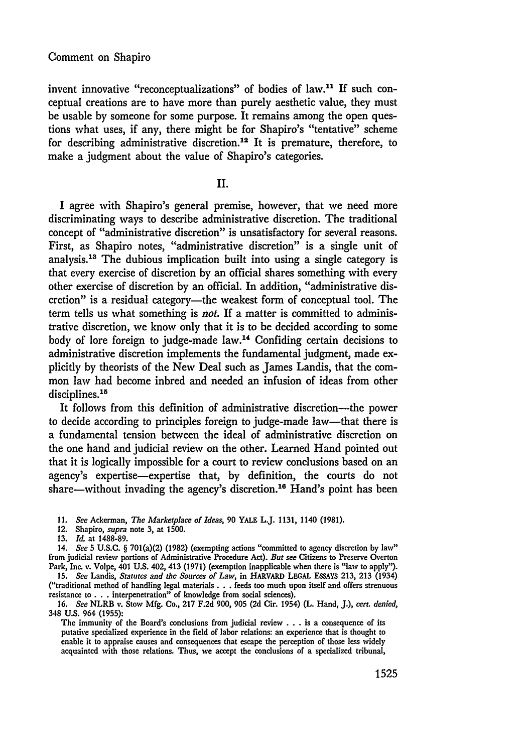invent innovative "reconceptualizations" of bodies of law.[11] If such conceptual creations are to have more than purely aesthetic value, they must be usable by someone for some purpose. It remains among the open questions what uses, if any, there might be for Shapiro's "tentative" scheme for describing administrative discretion.[12] It is premature, therefore, to make a judgment about the value of Shapiro's categories.

## II.

I agree with Shapiro's general premise, however, that we need more discriminating ways to describe administrative discretion. The traditional concept of "administrative discretion" is unsatisfactory for several reasons. First, as Shapiro notes, "administrative discretion" is a single unit of analysis.[13] The dubious implication built into using a single category is that every exercise of discretion by an official shares something with every other exercise of discretion by an official. In addition, "administrative discretion" is a residual category—the weakest form of conceptual tool. The term tells us what something is *not.* If a matter is committed to administrative discretion, we know only that it is to be decided according to some body of lore foreign to judge-made law.[14] Confiding certain decisions to administrative discretion implements the fundamental judgment, made explicitly by theorists of the New Deal such as James Landis, that the common law had become inbred and needed an infusion of ideas from other disciplines.[15]

It follows from this definition of administrative discretion—the power to decide according to principles foreign to judge-made law—that there is a fundamental tension between the ideal of administrative discretion on the one hand and judicial review on the other. Learned Hand pointed out that it is logically impossible for a court to review conclusions based on an agency's expertise—expertise that, by definition, the courts do not share—without invading the agency's discretion.[16] Hand's point has been

11. *See* Ackerman, *The Marketplace of Ideas,* 90 YALE L.J. 1131, 1140 (1981).

12. Shapiro, *supra* note 3, at 1500.

13. *Id.* at 1488-89.

14. *See* 5 U.S.C. § 701(a)(2) (1982) (exempting actions "committed to agency discretion by law" from judicial review portions of Administrative Procedure Act). *But see* Citizens to Preserve Overton Park, Inc. v. Volpe, 401 U.S. 402, 413 (1971) (exemption inapplicable when there is "law to apply").

15. *See* Landis, *Statutes and the Sources of Law,* in HARVARD LEGAL ESSAYS 213, 213 (1934) ("traditional method of handling legal materials . . . feeds too much upon itself and offers strenuous resistance to . . . interpenetration" of knowledge from social sciences).

16. *See* NLRB v. Stow Mfg. Co., 217 F.2d 900, 905 (2d Cir. 1954) (L. Hand, J.), *cert. denied,* 348 U.S. 964 (1955):

> The immunity of the Board's conclusions from judicial review . . . is a consequence of its putative specialized experience in the field of labor relations: an experience that is thought to enable it to appraise causes and consequences that escape the perception of those less widely acquainted with those relations. Thus, we accept the conclusions of a specialized tribunal,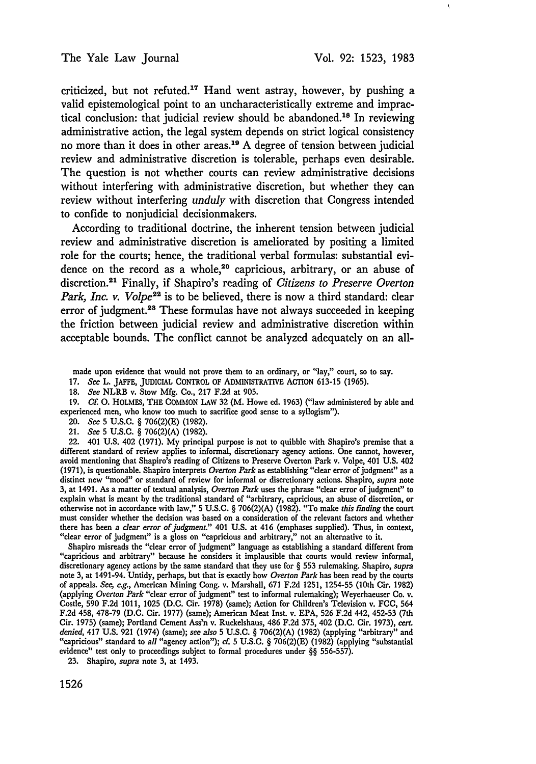criticized, but not refuted.[17] Hand went astray, however, by pushing a valid epistemological point to an uncharacteristically extreme and impractical conclusion: that judicial review should be abandoned.[18] In reviewing administrative action, the legal system depends on strict logical consistency no more than it does in other areas.[19] A degree of tension between judicial review and administrative discretion is tolerable, perhaps even desirable. The question is not whether courts can review administrative decisions without interfering with administrative discretion, but whether they can review without interfering *unduly* with discretion that Congress intended to confide to nonjudicial decisionmakers.

According to traditional doctrine, the inherent tension between judicial review and administrative discretion is ameliorated by positing a limited role for the courts; hence, the traditional verbal formulas: substantial evidence on the record as a whole,[20] capricious, arbitrary, or an abuse of discretion.[21] Finally, if Shapiro's reading of *Citizens to Preserve Overton Park, Inc. v. Volpe*[22] is to be believed, there is now a third standard: clear error of judgment.[23] These formulas have not always succeeded in keeping the friction between judicial review and administrative discretion within acceptable bounds. The conflict cannot be analyzed adequately on an all-

made upon evidence that would not prove them to an ordinary, or "lay," court, so to say.

17. *See* L. JAFFE, JUDICIAL CONTROL OF ADMINISTRATIVE ACTION 613-15 (1965).

18. *See* NLRB v. Stow Mfg. Co., 217 F.2d at 905.

19. *Cf.* O. HOLMES, THE COMMON LAW 32 (M. Howe ed. 1963) ("law administered by able and experienced men, who know too much to sacrifice good sense to a syllogism").

20. *See* 5 U.S.C. § 706(2)(E) (1982).

21. *See* 5 U.S.C. § 706(2)(A) (1982).

22. 401 U.S. 402 (1971). My principal purpose is not to quibble with Shapiro's premise that a different standard of review applies to informal, discretionary agency actions. One cannot, however, avoid mentioning that Shapiro's reading of Citizens to Preserve Overton Park v. Volpe, 401 U.S. 402 (1971), is questionable. Shapiro interprets *Overton Park* as establishing "clear error of judgment" as a distinct new "mood" or standard of review for informal or discretionary actions. Shapiro, *supra* note 3, at 1491. As a matter of textual analysis, *Overton Park* uses the phrase "clear error of judgment" to explain what is meant by the traditional standard of "arbitrary, capricious, an abuse of discretion, or otherwise not in accordance with law," 5 U.S.C. § 706(2)(A) (1982). "To make *this finding* the court must consider whether the decision was based on a consideration of the relevant factors and whether there has been *a clear error of judgment*." 401 U.S. at 416 (emphases supplied). Thus, in context, "clear error of judgment" is a gloss on "capricious and arbitrary," not an alternative to it.

Shapiro misreads the "clear error of judgment" language as establishing a standard different from "capricious and arbitrary" because he considers it implausible that courts would review informal, discretionary agency actions by the same standard that they use for § 553 rulemaking. Shapiro, *supra* note 3, at 1491-94. Untidy, perhaps, but that is exactly how *Overton Park* has been read by the courts of appeals. *See, e.g.*, American Mining Cong. v. Marshall, 671 F.2d 1251, 1254-55 (10th Cir. 1982) (applying *Overton Park* "clear error of judgment" test to informal rulemaking); Weyerhaeuser Co. v. Costle, 590 F.2d 1011, 1025 (D.C. Cir. 1978) (same); Action for Children's Television v. FCC, 564 F.2d 458, 478-79 (D.C. Cir. 1977) (same); American Meat Inst. v. EPA, 526 F.2d 442, 452-53 (7th Cir. 1975) (same); Portland Cement Ass'n v. Ruckelshaus, 486 F.2d 375, 402 (D.C. Cir. 1973), *cert. denied*, 417 U.S. 921 (1974) (same); *see also* 5 U.S.C. § 706(2)(A) (1982) (applying "arbitrary" and "capricious" standard to *all* "agency action"); *cf.* 5 U.S.C. § 706(2)(E) (1982) (applying "substantial evidence" test only to proceedings subject to formal procedures under §§ 556-557).

23. Shapiro, *supra* note 3, at 1493.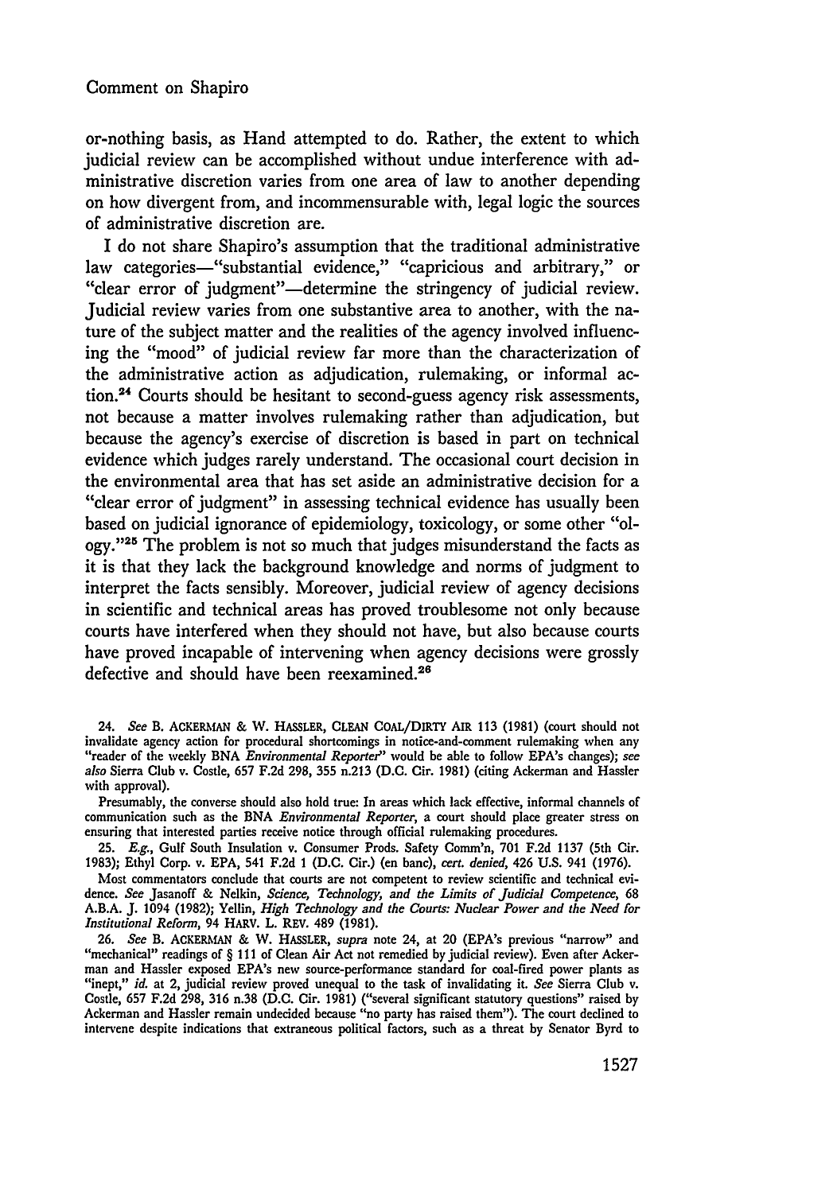or-nothing basis, as Hand attempted to do. Rather, the extent to which judicial review can be accomplished without undue interference with administrative discretion varies from one area of law to another depending on how divergent from, and incommensurable with, legal logic the sources of administrative discretion are.

I do not share Shapiro's assumption that the traditional administrative law categories—"substantial evidence," "capricious and arbitrary," or "clear error of judgment"—determine the stringency of judicial review. Judicial review varies from one substantive area to another, with the nature of the subject matter and the realities of the agency involved influencing the "mood" of judicial review far more than the characterization of the administrative action as adjudication, rulemaking, or informal action.[24] Courts should be hesitant to second-guess agency risk assessments, not because a matter involves rulemaking rather than adjudication, but because the agency's exercise of discretion is based in part on technical evidence which judges rarely understand. The occasional court decision in the environmental area that has set aside an administrative decision for a "clear error of judgment" in assessing technical evidence has usually been based on judicial ignorance of epidemiology, toxicology, or some other "ology."[25] The problem is not so much that judges misunderstand the facts as it is that they lack the background knowledge and norms of judgment to interpret the facts sensibly. Moreover, judicial review of agency decisions in scientific and technical areas has proved troublesome not only because courts have interfered when they should not have, but also because courts have proved incapable of intervening when agency decisions were grossly defective and should have been reexamined.[26]

24. *See* B. ACKERMAN & W. HASSLER, CLEAN COAL/DIRTY AIR 113 (1981) (court should not invalidate agency action for procedural shortcomings in notice-and-comment rulemaking when any "reader of the weekly BNA *Environmental Reporter*" would be able to follow EPA's changes); *see also* Sierra Club v. Costle, 657 F.2d 298, 355 n.213 (D.C. Cir. 1981) (citing Ackerman and Hassler with approval).

Presumably, the converse should also hold true: In areas which lack effective, informal channels of communication such as the BNA *Environmental Reporter*, a court should place greater stress on ensuring that interested parties receive notice through official rulemaking procedures.

25. *E.g.*, Gulf South Insulation v. Consumer Prods. Safety Comm'n, 701 F.2d 1137 (5th Cir. 1983); Ethyl Corp. v. EPA, 541 F.2d 1 (D.C. Cir.) (en banc), *cert. denied*, 426 U.S. 941 (1976).

Most commentators conclude that courts are not competent to review scientific and technical evidence. *See* Jasanoff & Nelkin, *Science, Technology, and the Limits of Judicial Competence*, 68 A.B.A. J. 1094 (1982); Yellin, *High Technology and the Courts: Nuclear Power and the Need for Institutional Reform*, 94 HARV. L. REV. 489 (1981).

26. *See* B. ACKERMAN & W. HASSLER, *supra* note 24, at 20 (EPA's previous "narrow" and "mechanical" readings of § 111 of Clean Air Act not remedied by judicial review). Even after Ackerman and Hassler exposed EPA's new source-performance standard for coal-fired power plants as "inept," *id.* at 2, judicial review proved unequal to the task of invalidating it. *See* Sierra Club v. Costle, 657 F.2d 298, 316 n.38 (D.C. Cir. 1981) ("several significant statutory questions" raised by Ackerman and Hassler remain undecided because "no party has raised them"). The court declined to intervene despite indications that extraneous political factors, such as a threat by Senator Byrd to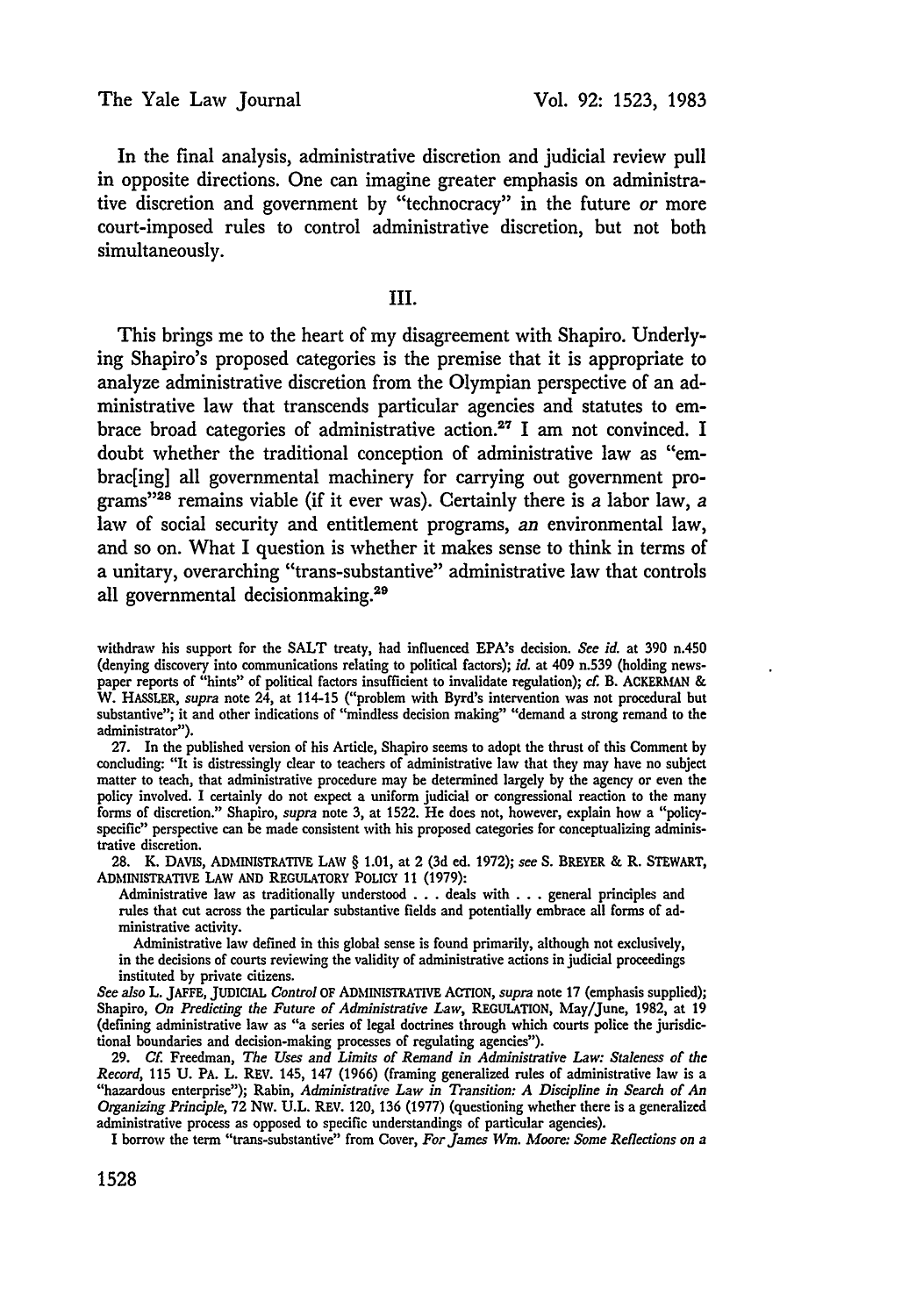In the final analysis, administrative discretion and judicial review pull in opposite directions. One can imagine greater emphasis on administrative discretion and government by "technocracy" in the future *or* more court-imposed rules to control administrative discretion, but not both simultaneously.

## III.

This brings me to the heart of my disagreement with Shapiro. Underlying Shapiro's proposed categories is the premise that it is appropriate to analyze administrative discretion from the Olympian perspective of an administrative law that transcends particular agencies and statutes to embrace broad categories of administrative action.[27] I am not convinced. I doubt whether the traditional conception of administrative law as "embrac[ing] all governmental machinery for carrying out government programs"[28] remains viable (if it ever was). Certainly there is *a* labor law, *a* law of social security and entitlement programs, *an* environmental law, and so on. What I question is whether it makes sense to think in terms of a unitary, overarching "trans-substantive" administrative law that controls all governmental decisionmaking.[29]

---

withdraw his support for the SALT treaty, had influenced EPA's decision. *See id.* at 390 n.450 (denying discovery into communications relating to political factors); *id.* at 409 n.539 (holding newspaper reports of "hints" of political factors insufficient to invalidate regulation); *cf.* B. ACKERMAN & W. HASSLER, *supra* note 24, at 114-15 ("problem with Byrd's intervention was not procedural but substantive"; it and other indications of "mindless decision making" "demand a strong remand to the administrator").

27. In the published version of his Article, Shapiro seems to adopt the thrust of this Comment by concluding: "It is distressingly clear to teachers of administrative law that they may have no subject matter to teach, that administrative procedure may be determined largely by the agency or even the policy involved. I certainly do not expect a uniform judicial or congressional reaction to the many forms of discretion." Shapiro, *supra* note 3, at 1522. He does not, however, explain how a "policy-specific" perspective can be made consistent with his proposed categories for conceptualizing administrative discretion.

28. K. DAVIS, ADMINISTRATIVE LAW § 1.01, at 2 (3d ed. 1972); *see* S. BREYER & R. STEWART, ADMINISTRATIVE LAW AND REGULATORY POLICY 11 (1979):

> Administrative law as traditionally understood . . . deals with . . . general principles and rules that cut across the particular substantive fields and potentially embrace all forms of administrative activity.
>
> Administrative law defined in this global sense is found primarily, although not exclusively, in the decisions of courts reviewing the validity of administrative actions in judicial proceedings instituted by private citizens.

*See also* L. JAFFE, JUDICIAL *Control* OF ADMINISTRATIVE ACTION, *supra* note 17 (emphasis supplied); Shapiro, *On Predicting the Future of Administrative Law*, REGULATION, May/June, 1982, at 19 (defining administrative law as "a series of legal doctrines through which courts police the jurisdictional boundaries and decision-making processes of regulating agencies").

29. *Cf.* Freedman, *The Uses and Limits of Remand in Administrative Law: Staleness of the Record*, 115 U. PA. L. REV. 145, 147 (1966) (framing generalized rules of administrative law is a "hazardous enterprise"); Rabin, *Administrative Law in Transition: A Discipline in Search of An Organizing Principle*, 72 NW. U.L. REV. 120, 136 (1977) (questioning whether there is a generalized administrative process as opposed to specific understandings of particular agencies).

I borrow the term "trans-substantive" from Cover, *For James Wm. Moore: Some Reflections on a*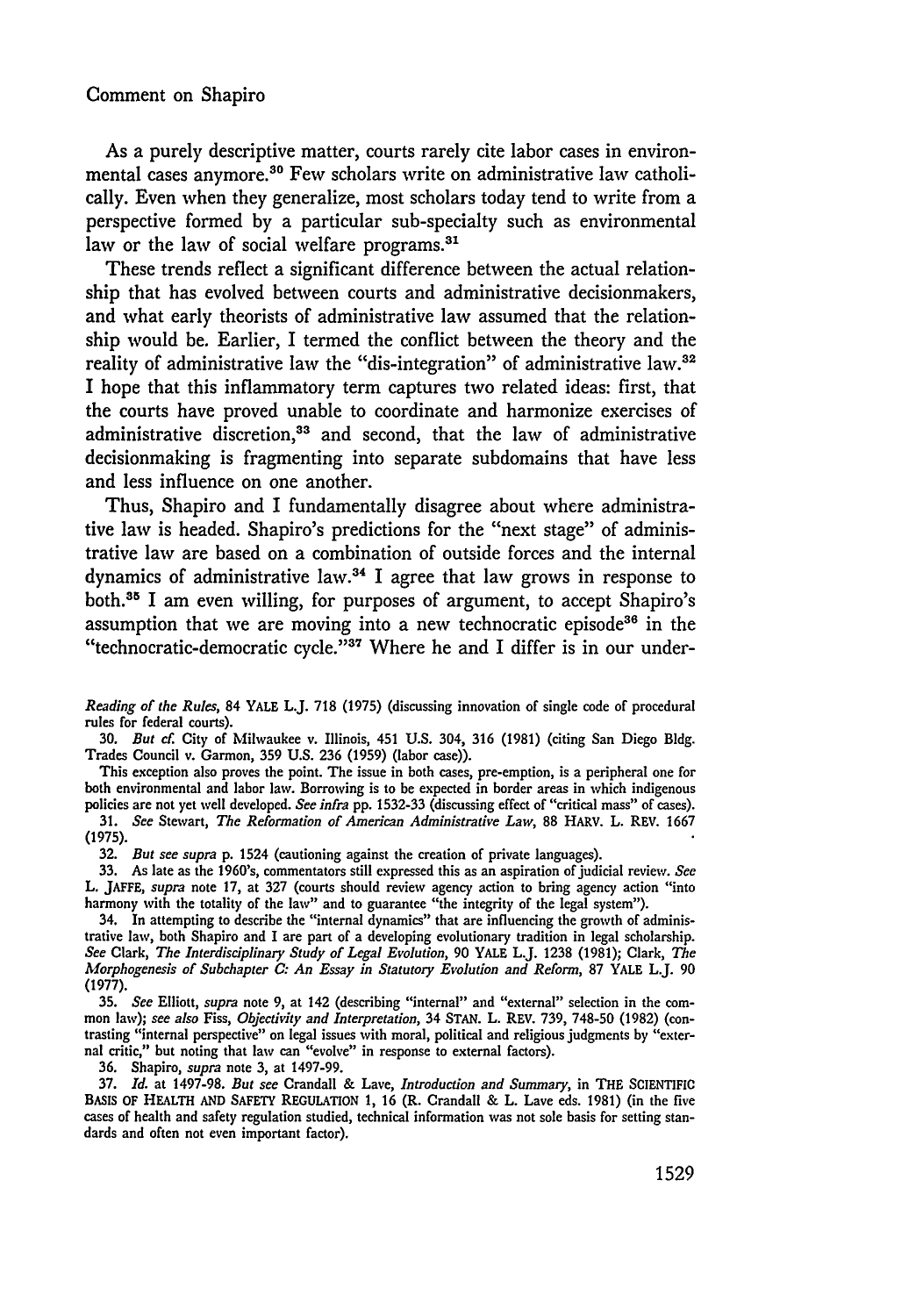As a purely descriptive matter, courts rarely cite labor cases in environmental cases anymore.[30] Few scholars write on administrative law catholically. Even when they generalize, most scholars today tend to write from a perspective formed by a particular sub-specialty such as environmental law or the law of social welfare programs.[31]

These trends reflect a significant difference between the actual relationship that has evolved between courts and administrative decisionmakers, and what early theorists of administrative law assumed that the relationship would be. Earlier, I termed the conflict between the theory and the reality of administrative law the "dis-integration" of administrative law.[32] I hope that this inflammatory term captures two related ideas: first, that the courts have proved unable to coordinate and harmonize exercises of administrative discretion,[33] and second, that the law of administrative decisionmaking is fragmenting into separate subdomains that have less and less influence on one another.

Thus, Shapiro and I fundamentally disagree about where administrative law is headed. Shapiro's predictions for the "next stage" of administrative law are based on a combination of outside forces and the internal dynamics of administrative law.[34] I agree that law grows in response to both.[35] I am even willing, for purposes of argument, to accept Shapiro's assumption that we are moving into a new technocratic episode[36] in the "technocratic-democratic cycle."[37] Where he and I differ is in our under-

---

*Reading of the Rules*, 84 YALE L.J. 718 (1975) (discussing innovation of single code of procedural rules for federal courts).

30. *But cf.* City of Milwaukee v. Illinois, 451 U.S. 304, 316 (1981) (citing San Diego Bldg. Trades Council v. Garmon, 359 U.S. 236 (1959) (labor case)).

This exception also proves the point. The issue in both cases, pre-emption, is a peripheral one for both environmental and labor law. Borrowing is to be expected in border areas in which indigenous policies are not yet well developed. *See infra* pp. 1532-33 (discussing effect of "critical mass" of cases).

31. *See* Stewart, *The Reformation of American Administrative Law*, 88 HARV. L. REV. 1667 (1975).

32. *But see supra* p. 1524 (cautioning against the creation of private languages).

33. As late as the 1960's, commentators still expressed this as an aspiration of judicial review. *See* L. JAFFE, *supra* note 17, at 327 (courts should review agency action to bring agency action "into harmony with the totality of the law" and to guarantee "the integrity of the legal system").

34. In attempting to describe the "internal dynamics" that are influencing the growth of administrative law, both Shapiro and I are part of a developing evolutionary tradition in legal scholarship. *See* Clark, *The Interdisciplinary Study of Legal Evolution*, 90 YALE L.J. 1238 (1981); Clark, *The Morphogenesis of Subchapter C: An Essay in Statutory Evolution and Reform*, 87 YALE L.J. 90 (1977).

35. *See* Elliott, *supra* note 9, at 142 (describing "internal" and "external" selection in the common law); *see also* Fiss, *Objectivity and Interpretation*, 34 STAN. L. REV. 739, 748-50 (1982) (contrasting "internal perspective" on legal issues with moral, political and religious judgments by "external critic," but noting that law can "evolve" in response to external factors).

36. Shapiro, *supra* note 3, at 1497-99.

37. *Id.* at 1497-98. *But see* Crandall & Lave, *Introduction and Summary*, in THE SCIENTIFIC BASIS OF HEALTH AND SAFETY REGULATION 1, 16 (R. Crandall & L. Lave eds. 1981) (in the five cases of health and safety regulation studied, technical information was not sole basis for setting standards and often not even important factor).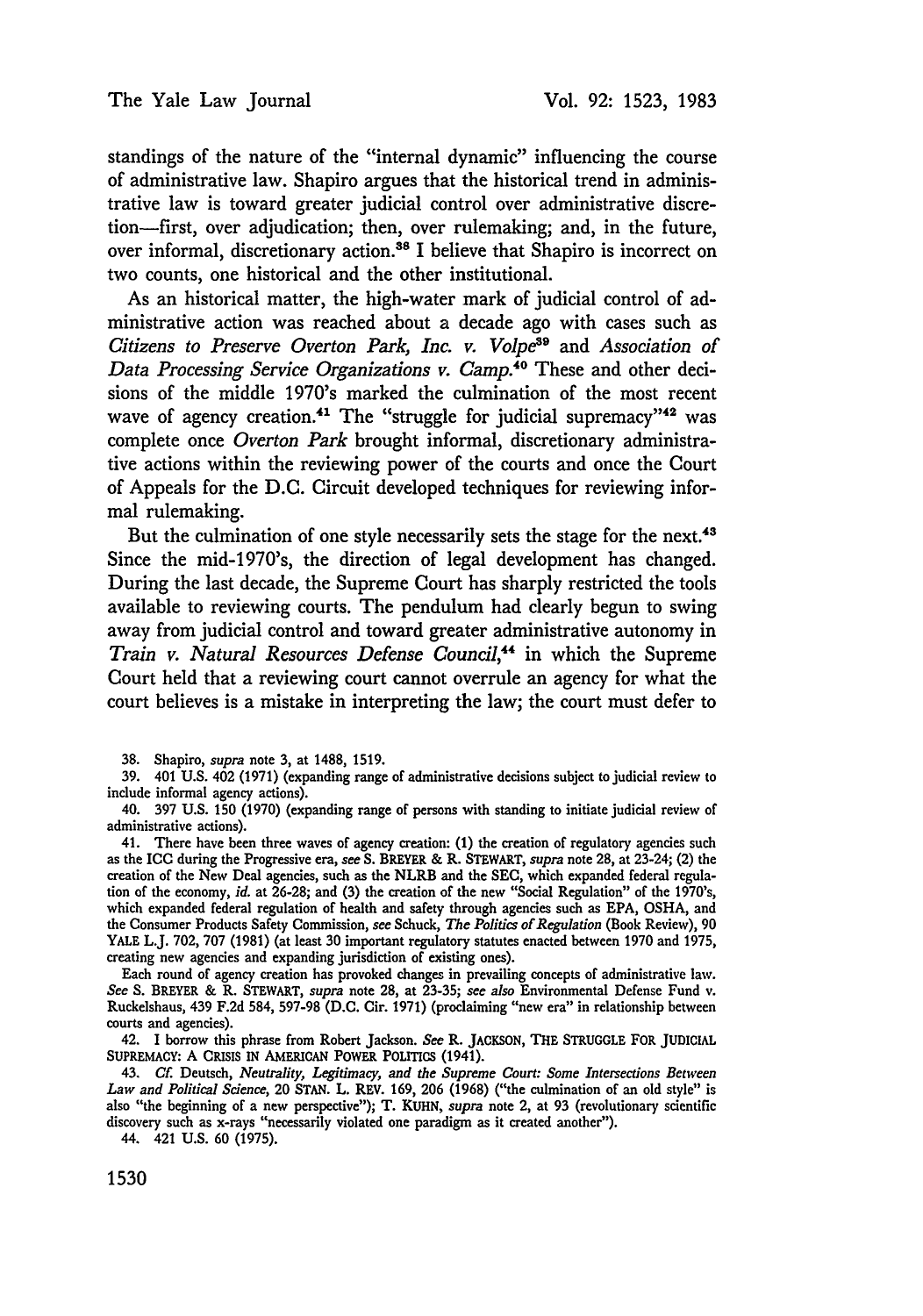standings of the nature of the "internal dynamic" influencing the course of administrative law. Shapiro argues that the historical trend in administrative law is toward greater judicial control over administrative discretion—first, over adjudication; then, over rulemaking; and, in the future, over informal, discretionary action.[38] I believe that Shapiro is incorrect on two counts, one historical and the other institutional.

As an historical matter, the high-water mark of judicial control of administrative action was reached about a decade ago with cases such as *Citizens to Preserve Overton Park, Inc. v. Volpe*[39] and *Association of Data Processing Service Organizations v. Camp.*[40] These and other decisions of the middle 1970's marked the culmination of the most recent wave of agency creation.[41] The "struggle for judicial supremacy"[42] was complete once *Overton Park* brought informal, discretionary administrative actions within the reviewing power of the courts and once the Court of Appeals for the D.C. Circuit developed techniques for reviewing informal rulemaking.

But the culmination of one style necessarily sets the stage for the next.[43] Since the mid-1970's, the direction of legal development has changed. During the last decade, the Supreme Court has sharply restricted the tools available to reviewing courts. The pendulum had clearly begun to swing away from judicial control and toward greater administrative autonomy in *Train v. Natural Resources Defense Council*,[44] in which the Supreme Court held that a reviewing court cannot overrule an agency for what the court believes is a mistake in interpreting the law; the court must defer to

---

38. Shapiro, *supra* note 3, at 1488, 1519.

39. 401 U.S. 402 (1971) (expanding range of administrative decisions subject to judicial review to include informal agency actions).

40. 397 U.S. 150 (1970) (expanding range of persons with standing to initiate judicial review of administrative actions).

41. There have been three waves of agency creation: (1) the creation of regulatory agencies such as the ICC during the Progressive era, *see* S. BREYER & R. STEWART, *supra* note 28, at 23-24; (2) the creation of the New Deal agencies, such as the NLRB and the SEC, which expanded federal regulation of the economy, *id.* at 26-28; and (3) the creation of the new "Social Regulation" of the 1970's, which expanded federal regulation of health and safety through agencies such as EPA, OSHA, and the Consumer Products Safety Commission, *see* Schuck, *The Politics of Regulation* (Book Review), 90 YALE L.J. 702, 707 (1981) (at least 30 important regulatory statutes enacted between 1970 and 1975, creating new agencies and expanding jurisdiction of existing ones).

Each round of agency creation has provoked changes in prevailing concepts of administrative law. *See* S. BREYER & R. STEWART, *supra* note 28, at 23-35; *see also* Environmental Defense Fund v. Ruckelshaus, 439 F.2d 584, 597-98 (D.C. Cir. 1971) (proclaiming "new era" in relationship between courts and agencies).

42. I borrow this phrase from Robert Jackson. *See* R. JACKSON, THE STRUGGLE FOR JUDICIAL SUPREMACY: A CRISIS IN AMERICAN POWER POLITICS (1941).

43. *Cf.* Deutsch, *Neutrality, Legitimacy, and the Supreme Court: Some Intersections Between Law and Political Science*, 20 STAN. L. REV. 169, 206 (1968) ("the culmination of an old style" is also "the beginning of a new perspective"); T. KUHN, *supra* note 2, at 93 (revolutionary scientific discovery such as x-rays "necessarily violated one paradigm as it created another").

44. 421 U.S. 60 (1975).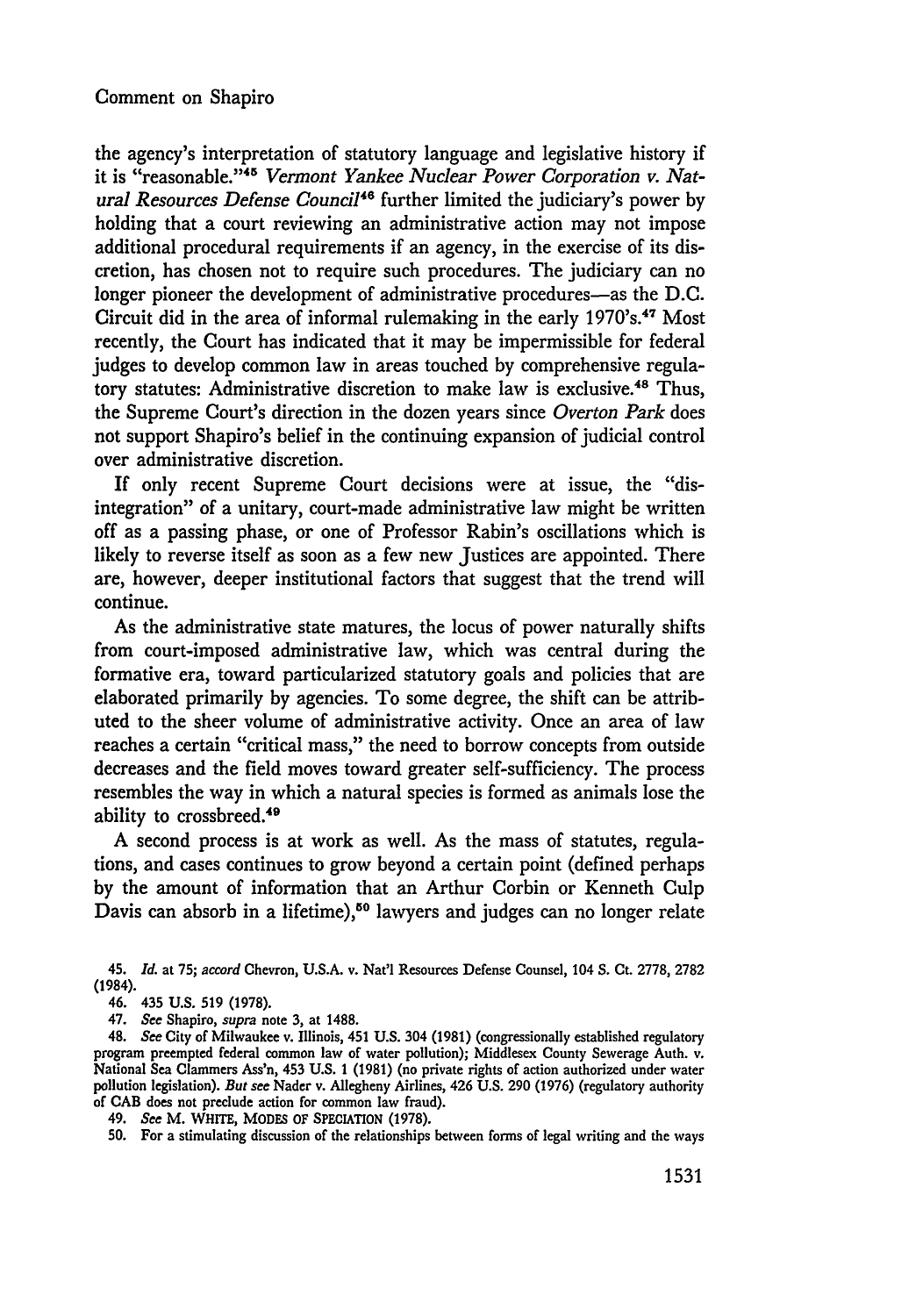the agency's interpretation of statutory language and legislative history if it is "reasonable."[45] *Vermont Yankee Nuclear Power Corporation v. Natural Resources Defense Council*[46] further limited the judiciary's power by holding that a court reviewing an administrative action may not impose additional procedural requirements if an agency, in the exercise of its discretion, has chosen not to require such procedures. The judiciary can no longer pioneer the development of administrative procedures—as the D.C. Circuit did in the area of informal rulemaking in the early 1970's.[47] Most recently, the Court has indicated that it may be impermissible for federal judges to develop common law in areas touched by comprehensive regulatory statutes: Administrative discretion to make law is exclusive.[48] Thus, the Supreme Court's direction in the dozen years since *Overton Park* does not support Shapiro's belief in the continuing expansion of judicial control over administrative discretion.

If only recent Supreme Court decisions were at issue, the "disintegration" of a unitary, court-made administrative law might be written off as a passing phase, or one of Professor Rabin's oscillations which is likely to reverse itself as soon as a few new Justices are appointed. There are, however, deeper institutional factors that suggest that the trend will continue.

As the administrative state matures, the locus of power naturally shifts from court-imposed administrative law, which was central during the formative era, toward particularized statutory goals and policies that are elaborated primarily by agencies. To some degree, the shift can be attributed to the sheer volume of administrative activity. Once an area of law reaches a certain "critical mass," the need to borrow concepts from outside decreases and the field moves toward greater self-sufficiency. The process resembles the way in which a natural species is formed as animals lose the ability to crossbreed.[49]

A second process is at work as well. As the mass of statutes, regulations, and cases continues to grow beyond a certain point (defined perhaps by the amount of information that an Arthur Corbin or Kenneth Culp Davis can absorb in a lifetime),[50] lawyers and judges can no longer relate

45. *Id.* at 75; *accord* Chevron, U.S.A. v. Nat'l Resources Defense Counsel, 104 S. Ct. 2778, 2782 (1984).

46. 435 U.S. 519 (1978).

47. *See* Shapiro, *supra* note 3, at 1488.

48. *See* City of Milwaukee v. Illinois, 451 U.S. 304 (1981) (congressionally established regulatory program preempted federal common law of water pollution); Middlesex County Sewerage Auth. v. National Sea Clammers Ass'n, 453 U.S. 1 (1981) (no private rights of action authorized under water pollution legislation). *But see* Nader v. Allegheny Airlines, 426 U.S. 290 (1976) (regulatory authority of CAB does not preclude action for common law fraud).

49. *See* M. WHITE, MODES OF SPECIATION (1978).

50. For a stimulating discussion of the relationships between forms of legal writing and the ways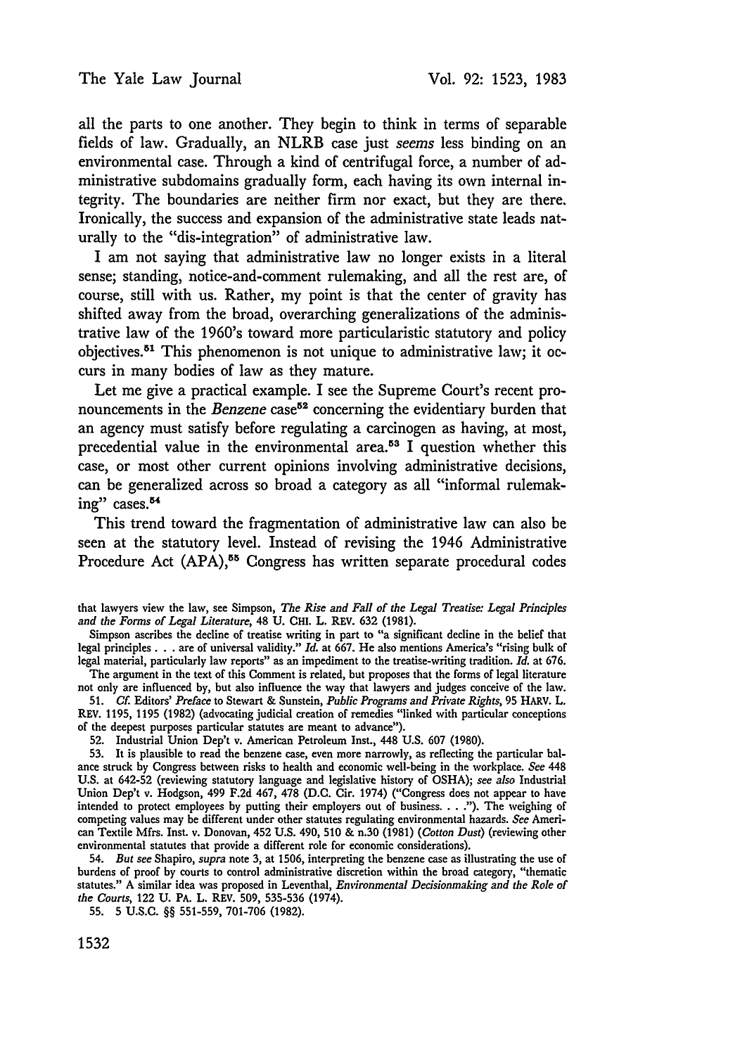all the parts to one another. They begin to think in terms of separable fields of law. Gradually, an NLRB case just *seems* less binding on an environmental case. Through a kind of centrifugal force, a number of administrative subdomains gradually form, each having its own internal integrity. The boundaries are neither firm nor exact, but they are there. Ironically, the success and expansion of the administrative state leads naturally to the "dis-integration" of administrative law.

I am not saying that administrative law no longer exists in a literal sense; standing, notice-and-comment rulemaking, and all the rest are, of course, still with us. Rather, my point is that the center of gravity has shifted away from the broad, overarching generalizations of the administrative law of the 1960's toward more particularistic statutory and policy objectives.[51] This phenomenon is not unique to administrative law; it occurs in many bodies of law as they mature.

Let me give a practical example. I see the Supreme Court's recent pronouncements in the *Benzene* case[52] concerning the evidentiary burden that an agency must satisfy before regulating a carcinogen as having, at most, precedential value in the environmental area.[53] I question whether this case, or most other current opinions involving administrative decisions, can be generalized across so broad a category as all "informal rulemaking" cases.[54]

This trend toward the fragmentation of administrative law can also be seen at the statutory level. Instead of revising the 1946 Administrative Procedure Act (APA),[55] Congress has written separate procedural codes

---

that lawyers view the law, see Simpson, *The Rise and Fall of the Legal Treatise: Legal Principles and the Forms of Legal Literature*, 48 U. CHI. L. REV. 632 (1981).

Simpson ascribes the decline of treatise writing in part to "a significant decline in the belief that legal principles . . . are of universal validity." *Id.* at 667. He also mentions America's "rising bulk of legal material, particularly law reports" as an impediment to the treatise-writing tradition. *Id.* at 676.

The argument in the text of this Comment is related, but proposes that the forms of legal literature not only are influenced by, but also influence the way that lawyers and judges conceive of the law.

51. *Cf.* Editors' *Preface* to Stewart & Sunstein, *Public Programs and Private Rights*, 95 HARV. L. REV. 1195, 1195 (1982) (advocating judicial creation of remedies "linked with particular conceptions of the deepest purposes particular statutes are meant to advance").

52. Industrial Union Dep't v. American Petroleum Inst., 448 U.S. 607 (1980).

53. It is plausible to read the benzene case, even more narrowly, as reflecting the particular balance struck by Congress between risks to health and economic well-being in the workplace. *See* 448 U.S. at 642-52 (reviewing statutory language and legislative history of OSHA); *see also* Industrial Union Dep't v. Hodgson, 499 F.2d 467, 478 (D.C. Cir. 1974) ("Congress does not appear to have intended to protect employees by putting their employers out of business. . . ."). The weighing of competing values may be different under other statutes regulating environmental hazards. *See* American Textile Mfrs. Inst. v. Donovan, 452 U.S. 490, 510 & n.30 (1981) (*Cotton Dust*) (reviewing other environmental statutes that provide a different role for economic considerations).

54. *But see* Shapiro, *supra* note 3, at 1506, interpreting the benzene case as illustrating the use of burdens of proof by courts to control administrative discretion within the broad category, "thematic statutes." A similar idea was proposed in Leventhal, *Environmental Decisionmaking and the Role of the Courts*, 122 U. PA. L. REV. 509, 535-536 (1974).

55. 5 U.S.C. §§ 551-559, 701-706 (1982).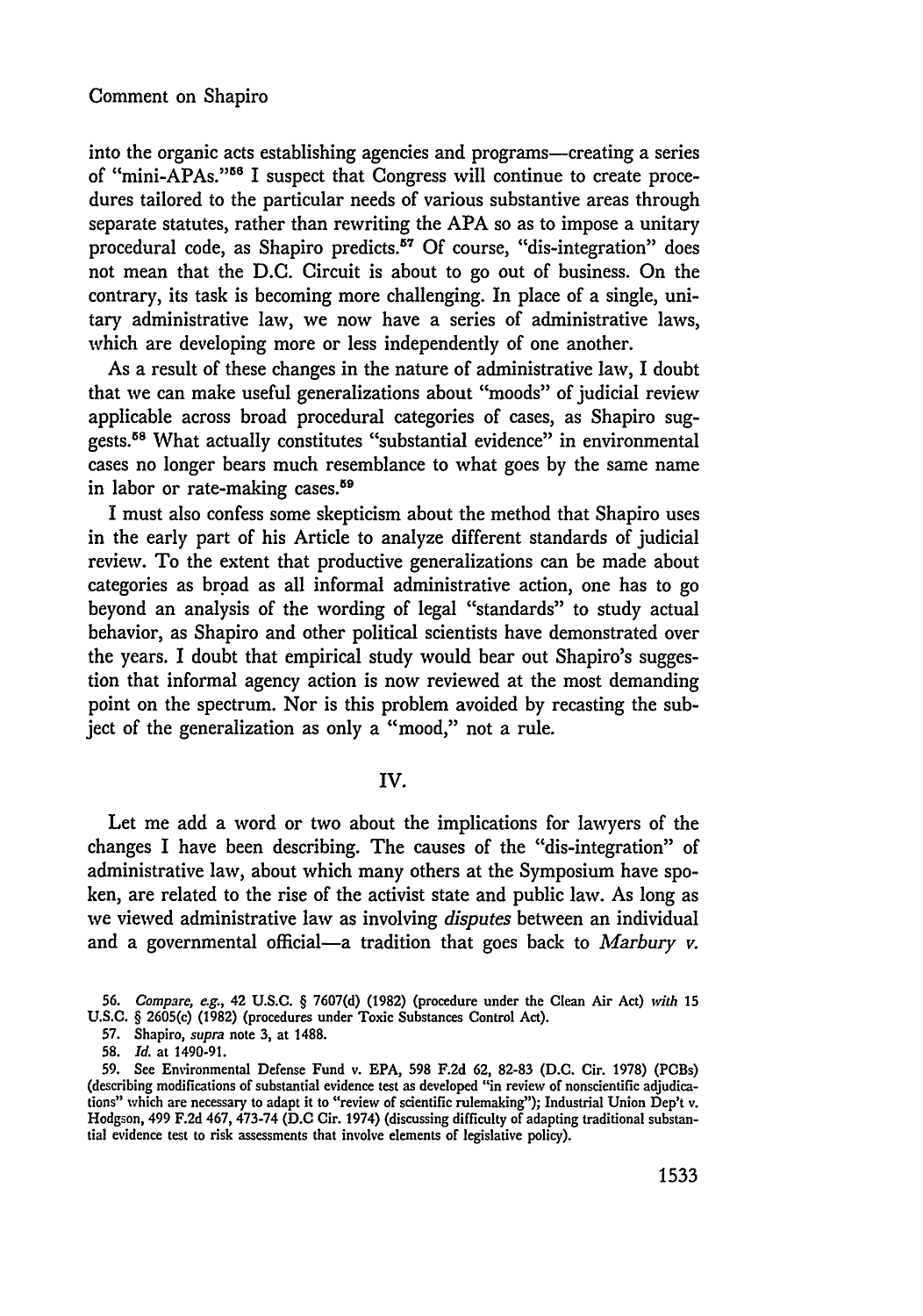into the organic acts establishing agencies and programs—creating a series of "mini-APAs."[56] I suspect that Congress will continue to create procedures tailored to the particular needs of various substantive areas through separate statutes, rather than rewriting the APA so as to impose a unitary procedural code, as Shapiro predicts.[57] Of course, "dis-integration" does not mean that the D.C. Circuit is about to go out of business. On the contrary, its task is becoming more challenging. In place of a single, unitary administrative law, we now have a series of administrative laws, which are developing more or less independently of one another.

As a result of these changes in the nature of administrative law, I doubt that we can make useful generalizations about "moods" of judicial review applicable across broad procedural categories of cases, as Shapiro suggests.[58] What actually constitutes "substantial evidence" in environmental cases no longer bears much resemblance to what goes by the same name in labor or rate-making cases.[59]

I must also confess some skepticism about the method that Shapiro uses in the early part of his Article to analyze different standards of judicial review. To the extent that productive generalizations can be made about categories as broad as all informal administrative action, one has to go beyond an analysis of the wording of legal "standards" to study actual behavior, as Shapiro and other political scientists have demonstrated over the years. I doubt that empirical study would bear out Shapiro's suggestion that informal agency action is now reviewed at the most demanding point on the spectrum. Nor is this problem avoided by recasting the subject of the generalization as only a "mood," not a rule.

## IV.

Let me add a word or two about the implications for lawyers of the changes I have been describing. The causes of the "dis-integration" of administrative law, about which many others at the Symposium have spoken, are related to the rise of the activist state and public law. As long as we viewed administrative law as involving *disputes* between an individual and a governmental official—a tradition that goes back to *Marbury v.*

56. *Compare, e.g.*, 42 U.S.C. § 7607(d) (1982) (procedure under the Clean Air Act) *with* 15 U.S.C. § 2605(c) (1982) (procedures under Toxic Substances Control Act).

57. Shapiro, *supra* note 3, at 1488.

58. *Id.* at 1490-91.

59. See Environmental Defense Fund v. EPA, 598 F.2d 62, 82-83 (D.C. Cir. 1978) (PCBs) (describing modifications of substantial evidence test as developed "in review of nonscientific adjudications" which are necessary to adapt it to "review of scientific rulemaking"); Industrial Union Dep't v. Hodgson, 499 F.2d 467, 473-74 (D.C Cir. 1974) (discussing difficulty of adapting traditional substantial evidence test to risk assessments that involve elements of legislative policy).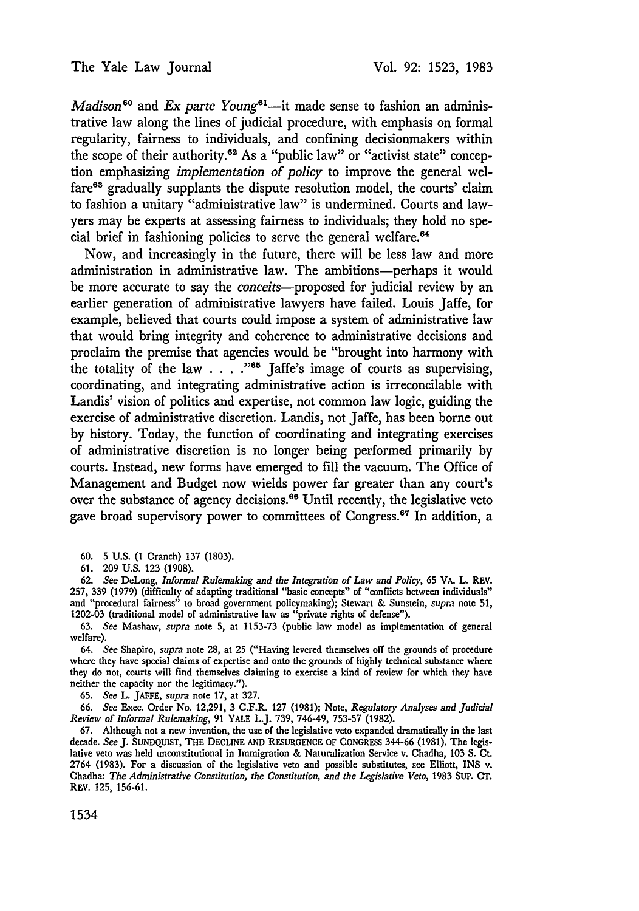*Madison*[60] and *Ex parte Young*[61]—it made sense to fashion an administrative law along the lines of judicial procedure, with emphasis on formal regularity, fairness to individuals, and confining decisionmakers within the scope of their authority.[62] As a "public law" or "activist state" conception emphasizing *implementation of policy* to improve the general welfare[63] gradually supplants the dispute resolution model, the courts' claim to fashion a unitary "administrative law" is undermined. Courts and lawyers may be experts at assessing fairness to individuals; they hold no special brief in fashioning policies to serve the general welfare.[64]

Now, and increasingly in the future, there will be less law and more administration in administrative law. The ambitions—perhaps it would be more accurate to say the *conceits*—proposed for judicial review by an earlier generation of administrative lawyers have failed. Louis Jaffe, for example, believed that courts could impose a system of administrative law that would bring integrity and coherence to administrative decisions and proclaim the premise that agencies would be "brought into harmony with the totality of the law . . . ."[65] Jaffe's image of courts as supervising, coordinating, and integrating administrative action is irreconcilable with Landis' vision of politics and expertise, not common law logic, guiding the exercise of administrative discretion. Landis, not Jaffe, has been borne out by history. Today, the function of coordinating and integrating exercises of administrative discretion is no longer being performed primarily by courts. Instead, new forms have emerged to fill the vacuum. The Office of Management and Budget now wields power far greater than any court's over the substance of agency decisions.[66] Until recently, the legislative veto gave broad supervisory power to committees of Congress.[67] In addition, a

60. 5 U.S. (1 Cranch) 137 (1803).

61. 209 U.S. 123 (1908).

62. *See* DeLong, *Informal Rulemaking and the Integration of Law and Policy*, 65 VA. L. REV. 257, 339 (1979) (difficulty of adapting traditional "basic concepts" of "conflicts between individuals" and "procedural fairness" to broad government policymaking); Stewart & Sunstein, *supra* note 51, 1202-03 (traditional model of administrative law as "private rights of defense").

63. *See* Mashaw, *supra* note 5, at 1153-73 (public law model as implementation of general welfare).

64. *See* Shapiro, *supra* note 28, at 25 ("Having levered themselves off the grounds of procedure where they have special claims of expertise and onto the grounds of highly technical substance where they do not, courts will find themselves claiming to exercise a kind of review for which they have neither the capacity nor the legitimacy.").

65. *See* L. JAFFE, *supra* note 17, at 327.

66. *See* Exec. Order No. 12,291, 3 C.F.R. 127 (1981); Note, *Regulatory Analyses and Judicial Review of Informal Rulemaking*, 91 YALE L.J. 739, 746-49, 753-57 (1982).

67. Although not a new invention, the use of the legislative veto expanded dramatically in the last decade. *See* J. SUNDQUIST, THE DECLINE AND RESURGENCE OF CONGRESS 344-66 (1981). The legislative veto was held unconstitutional in Immigration & Naturalization Service v. Chadha, 103 S. Ct. 2764 (1983). For a discussion of the legislative veto and possible substitutes, see Elliott, INS v. Chadha: *The Administrative Constitution, the Constitution, and the Legislative Veto*, 1983 SUP. CT. REV. 125, 156-61.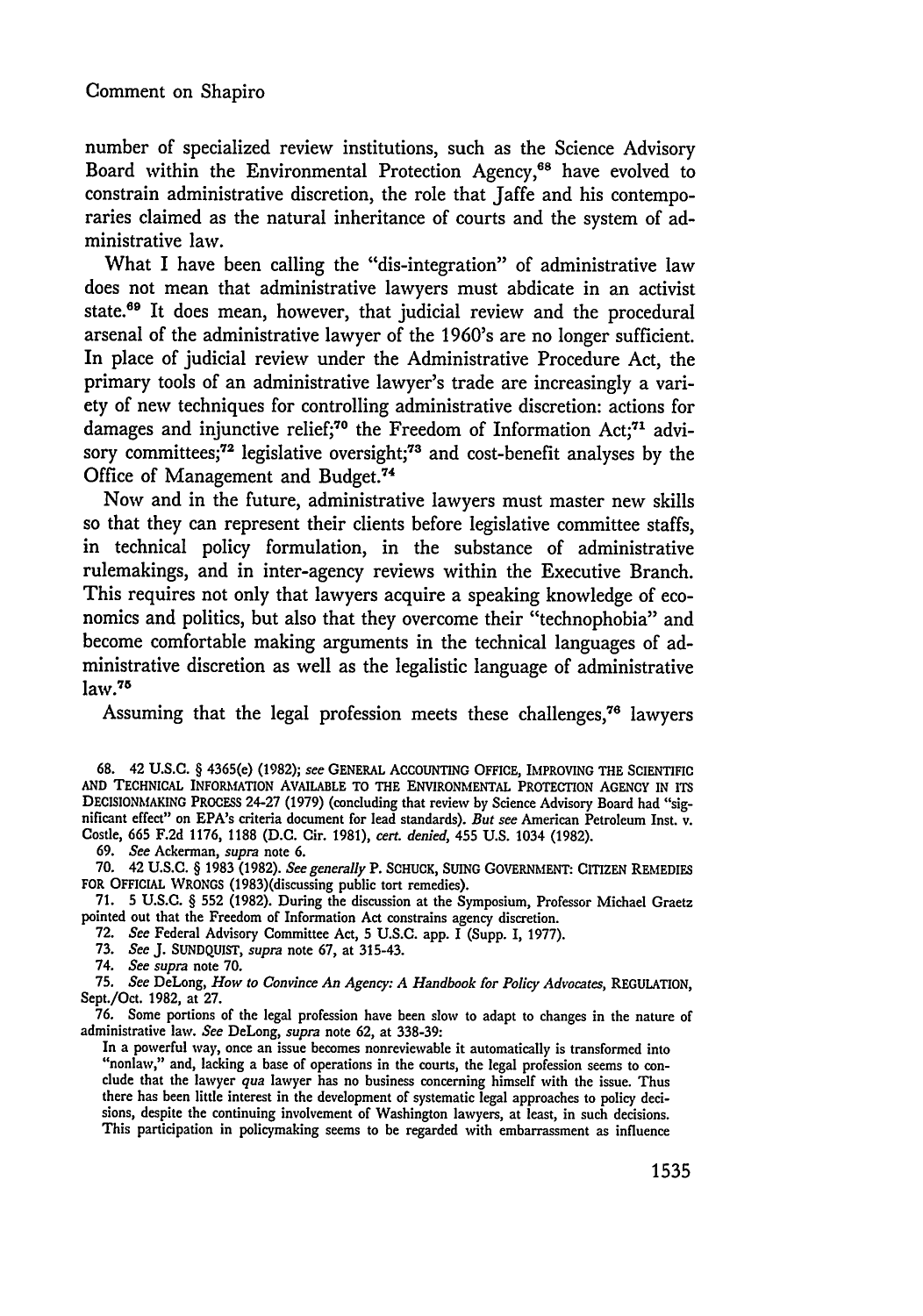number of specialized review institutions, such as the Science Advisory Board within the Environmental Protection Agency,[68] have evolved to constrain administrative discretion, the role that Jaffe and his contemporaries claimed as the natural inheritance of courts and the system of administrative law.

What I have been calling the "dis-integration" of administrative law does not mean that administrative lawyers must abdicate in an activist state.[69] It does mean, however, that judicial review and the procedural arsenal of the administrative lawyer of the 1960's are no longer sufficient. In place of judicial review under the Administrative Procedure Act, the primary tools of an administrative lawyer's trade are increasingly a variety of new techniques for controlling administrative discretion: actions for damages and injunctive relief;[70] the Freedom of Information Act;[71] advisory committees;[72] legislative oversight;[73] and cost-benefit analyses by the Office of Management and Budget.[74]

Now and in the future, administrative lawyers must master new skills so that they can represent their clients before legislative committee staffs, in technical policy formulation, in the substance of administrative rulemakings, and in inter-agency reviews within the Executive Branch. This requires not only that lawyers acquire a speaking knowledge of economics and politics, but also that they overcome their "technophobia" and become comfortable making arguments in the technical languages of administrative discretion as well as the legalistic language of administrative law.[75]

Assuming that the legal profession meets these challenges,[76] lawyers

---

68. 42 U.S.C. § 4365(e) (1982); *see* GENERAL ACCOUNTING OFFICE, IMPROVING THE SCIENTIFIC AND TECHNICAL INFORMATION AVAILABLE TO THE ENVIRONMENTAL PROTECTION AGENCY IN ITS DECISIONMAKING PROCESS 24-27 (1979) (concluding that review by Science Advisory Board had "significant effect" on EPA's criteria document for lead standards). *But see* American Petroleum Inst. v. Costle, 665 F.2d 1176, 1188 (D.C. Cir. 1981), *cert. denied*, 455 U.S. 1034 (1982).

69. *See* Ackerman, *supra* note 6.

70. 42 U.S.C. § 1983 (1982). *See generally* P. SCHUCK, SUING GOVERNMENT: CITIZEN REMEDIES FOR OFFICIAL WRONGS (1983)(discussing public tort remedies).

71. 5 U.S.C. § 552 (1982). During the discussion at the Symposium, Professor Michael Graetz pointed out that the Freedom of Information Act constrains agency discretion.

72. *See* Federal Advisory Committee Act, 5 U.S.C. app. I (Supp. I, 1977).

73. *See* J. SUNDQUIST, *supra* note 67, at 315-43.

74. *See supra* note 70.

75. *See* DeLong, *How to Convince An Agency: A Handbook for Policy Advocates*, REGULATION, Sept./Oct. 1982, at 27.

76. Some portions of the legal profession have been slow to adapt to changes in the nature of administrative law. *See* DeLong, *supra* note 62, at 338-39:

> In a powerful way, once an issue becomes nonreviewable it automatically is transformed into "nonlaw," and, lacking a base of operations in the courts, the legal profession seems to conclude that the lawyer *qua* lawyer has no business concerning himself with the issue. Thus there has been little interest in the development of systematic legal approaches to policy decisions, despite the continuing involvement of Washington lawyers, at least, in such decisions. This participation in policymaking seems to be regarded with embarrassment as influence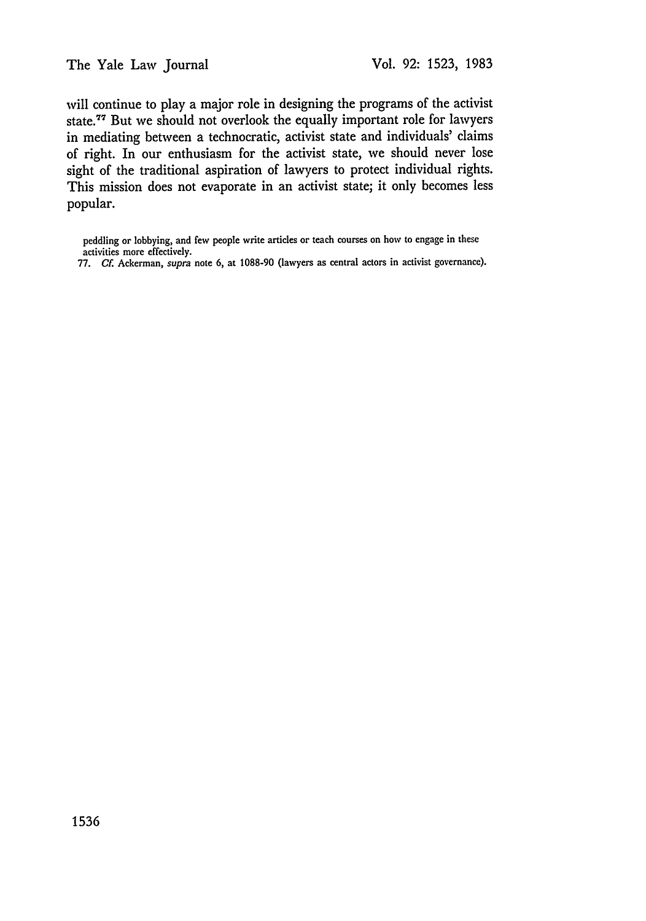will continue to play a major role in designing the programs of the activist state.[77] But we should not overlook the equally important role for lawyers in mediating between a technocratic, activist state and individuals' claims of right. In our enthusiasm for the activist state, we should never lose sight of the traditional aspiration of lawyers to protect individual rights. This mission does not evaporate in an activist state; it only becomes less popular.

peddling or lobbying, and few people write articles or teach courses on how to engage in these activities more effectively.

77. *Cf.* Ackerman, *supra* note 6, at 1088-90 (lawyers as central actors in activist governance).